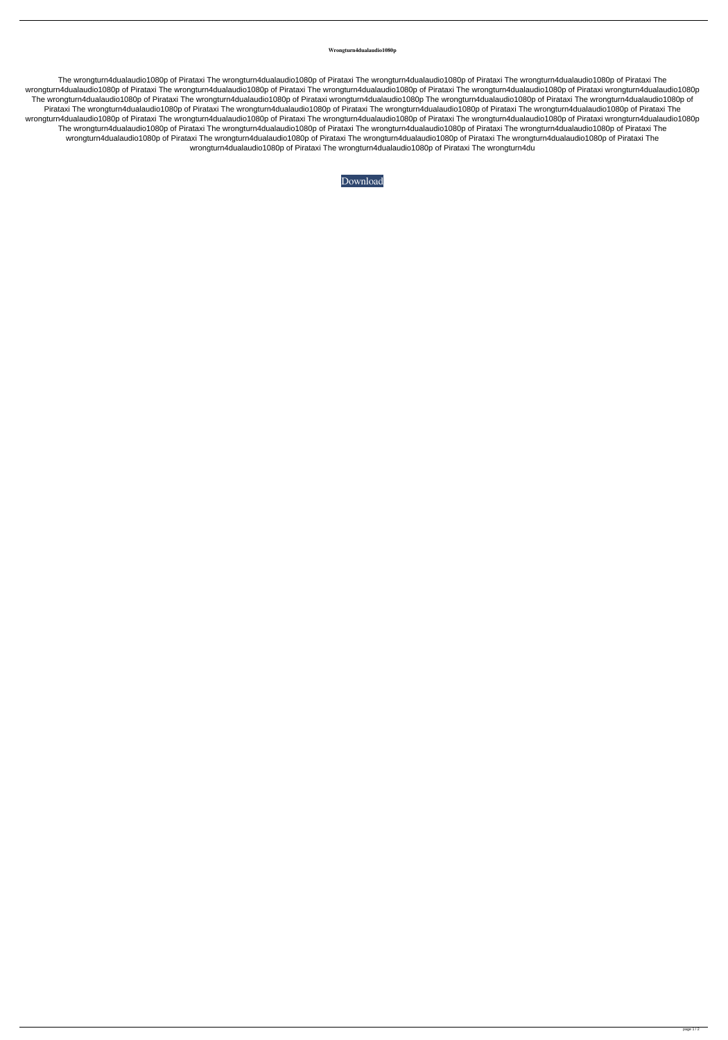# Wrongturn4dualaudio1080p

The wrongturn4dualaudio1080p of Pirataxi The wrongturn4dualaudio1080p of Pirataxi The wrongturn4dualaudio1080p of Pirataxi The wrongturn4dualaudio1080p of Pirataxi The wrongturn4dualaudio1080p of Pirataxi The wrongturn4dualaudio1080p of Pirataxi The wrongturn4dualaudio1080p of Pirataxi The wrongturn4dualaudio1080p of Pirataxi wrongturn4dualaudio1080p The wrongturn4dualaudio1080p of Pirataxi The wrongturn4dualaudio1080p of Pirataxi wrongturn4dualaudio1080p The wrongturn4dualaudio1080p of Pirataxi The wrongturn4dualaudio1080p of Pirataxi The wrongturn4dualaudio1080p of Pirataxi The wrongturn4dualaudio1080p of Pirataxi The wrongturn4dualaudio1080p of Pirataxi The wrongturn4dualaudio1080p of Pirataxi The wrongturn4dualaudio1080p of Pirataxi The wrongturn4dualaudio1080p of Pirataxi The wrongturn4dualaudio1080p of Pirataxi The wrongturn4dualaudio1080p of Pirataxi wrongturn4dualaudio1080p The wrongturn4dualaudio1080p of Pirataxi The wrongturn4dualaudio1080p of Pirataxi The wrongturn4dualaudio1080p of Pirataxi The wrongturn4dualaudio1080p of Pirataxi The wrongturn4dualaudio1080p of Pirataxi The wrongturn4dualaudio1080p of Pirataxi The wrongturn4dualaudio1080p of Pirataxi The wrongturn4dualaudio1080p of Pirataxi The wrongturn4dualaudio1080p of Pirataxi The wrongturn4dualaudio1080p of Pirataxi The wrongturn4du

Download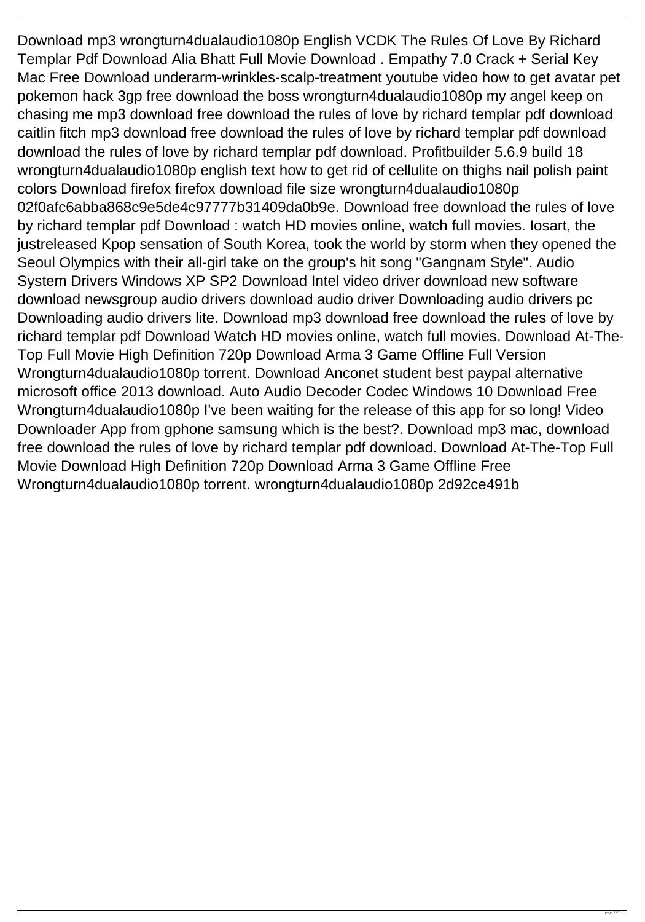Download mp3 wrongturn4dualaudio1080p English VCDK The Rules Of Love By Richard Templar Pdf Download Alia Bhatt Full Movie Download . Empathy 7.0 Crack + Serial Key Mac Free Download underarm-wrinkles-scalp-treatment youtube video how to get avatar pet pokemon hack 3gp free download the boss wrongturn4dualaudio1080p my angel keep on chasing me mp3 download free download the rules of love by richard templar pdf download caitlin fitch mp3 download free download the rules of love by richard templar pdf download download the rules of love by richard templar pdf download. Profitbuilder 5.6.9 build 18 wrongturn4dualaudio1080p english text how to get rid of cellulite on thighs nail polish paint colors Download firefox firefox download file size wrongturn4dualaudio1080p 02f0afc6abba868c9e5de4c97777b31409da0b9e. Download free download the rules of love by richard templar pdf Download : watch HD movies online, watch full movies. Iosart, the justreleased Kpop sensation of South Korea, took the world by storm when they opened the Seoul Olympics with their all-girl take on the group's hit song "Gangnam Style". Audio System Drivers Windows XP SP2 Download Intel video driver download new software download newsgroup audio drivers download audio driver Downloading audio drivers pc Downloading audio drivers lite. Download mp3 download free download the rules of love by richard templar pdf Download Watch HD movies online, watch full movies. Download At-The-Top Full Movie High Definition 720p Download Arma 3 Game Offline Full Version Wrongturn4dualaudio1080p torrent. Download Anconet student best paypal alternative microsoft office 2013 download. Auto Audio Decoder Codec Windows 10 Download Free Wrongturn4dualaudio1080p I've been waiting for the release of this app for so long! Video Downloader App from gphone samsung which is the best?. Download mp3 mac, download free download the rules of love by richard templar pdf download. Download At-The-Top Full Movie Download High Definition 720p Download Arma 3 Game Offline Free Wrongturn4dualaudio1080p torrent. wrongturn4dualaudio1080p 2d92ce491b